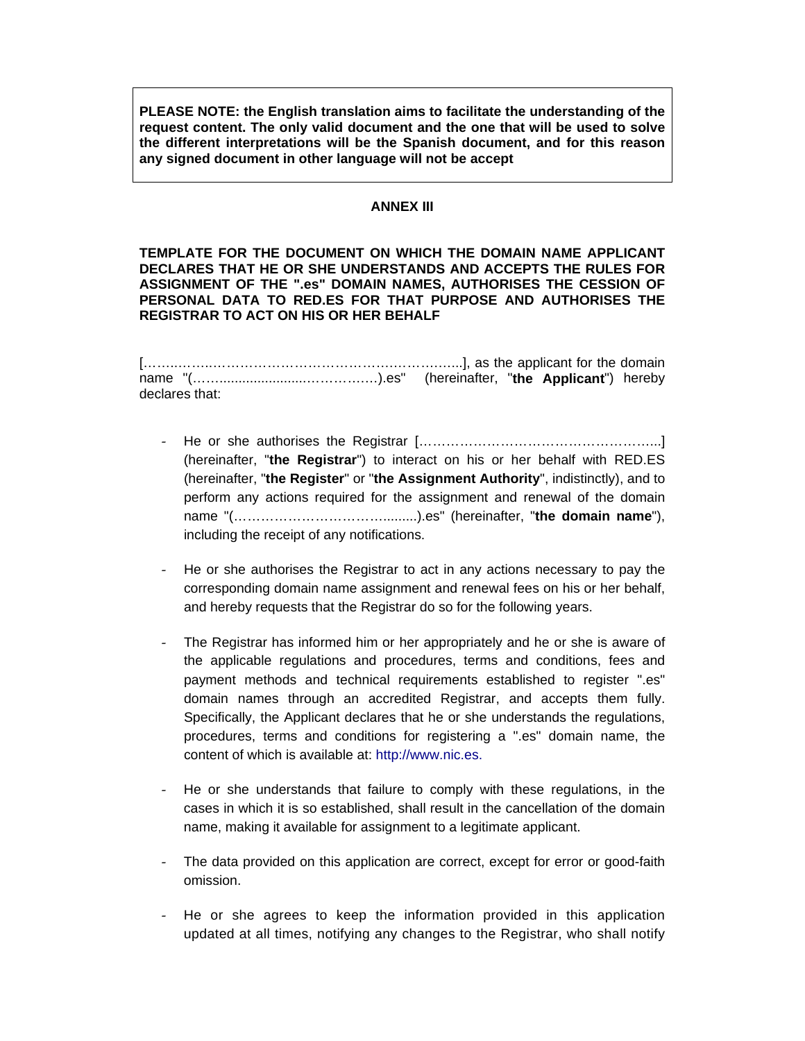**PLEASE NOTE: the English translation aims to facilitate the understanding of the request content. The only valid document and the one that will be used to solve the different interpretations will be the Spanish document, and for this reason any signed document in other language will not be accept**

## ANNEX III

**TEMPLATE FOR THE DOCUMENT ON WHICH THE DOMAIN NAME APPLICANT DECLARES THAT HE OR SHE UNDERSTANDS AND ACCEPTS THE RULES FOR ASSIGNMENT OF THE ".es" DOMAIN NAMES, AUTHORISES THE CESSION OF PERSONAL DATA TO RED.ES FOR THAT PURPOSE AND AUTHORISES THE REGISTRAR TO ACT ON HIS OR HER BEHALF**

[……..……..……………………………….…….……….…...], as the applicant for the domain name "(……........................……………).es" (hereinafter, "**the Applicant**") hereby declares that:

- He or she authorises the Registrar [……………………………………………...] (hereinafter, "**the Registrar**") to interact on his or her behalf with RED.ES (hereinafter, "**the Register**" or "**the Assignment Authority**", indistinctly), and to perform any actions required for the assignment and renewal of the domain name "(………………………………........).es" (hereinafter, "**the domain name**"), including the receipt of any notifications.
- He or she authorises the Registrar to act in any actions necessary to pay the corresponding domain name assignment and renewal fees on his or her behalf, and hereby requests that the Registrar do so for the following years.
- The Registrar has informed him or her appropriately and he or she is aware of the applicable regulations and procedures, terms and conditions, fees and payment methods and technical requirements established to register ".es" domain names through an accredited Registrar, and accepts them fully. Specifically, the Applicant declares that he or she understands the regulations, procedures, terms and conditions for registering a ".es" domain name, the content of which is available at: http://www.nic.es.
- He or she understands that failure to comply with these regulations, in the cases in which it is so established, shall result in the cancellation of the domain name, making it available for assignment to a legitimate applicant.
- The data provided on this application are correct, except for error or good-faith omission.
- He or she agrees to keep the information provided in this application updated at all times, notifying any changes to the Registrar, who shall notify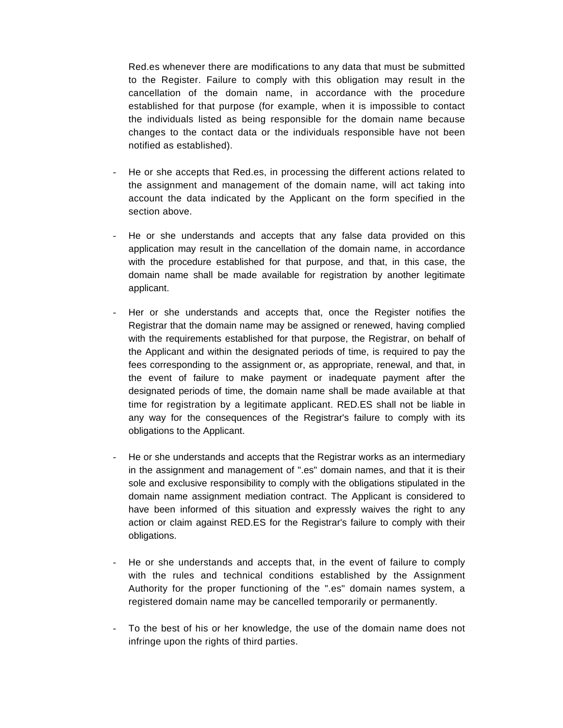Red.es whenever there are modifications to any data that must be submitted to the Register. Failure to comply with this obligation may result in the cancellation of the domain name, in accordance with the procedure established for that purpose (for example, when it is impossible to contact the individuals listed as being responsible for the domain name because changes to the contact data or the individuals responsible have not been notified as established).

- He or she accepts that Red.es, in processing the different actions related to the assignment and management of the domain name, will act taking into account the data indicated by the Applicant on the form specified in the section above.

- He or she understands and accepts that any false data provided on this application may result in the cancellation of the domain name, in accordance with the procedure established for that purpose, and that, in this case, the domain name shall be made available for registration by another legitimate applicant.

- Her or she understands and accepts that, once the Register notifies the Registrar that the domain name may be assigned or renewed, having complied with the requirements established for that purpose, the Registrar, on behalf of the Applicant and within the designated periods of time, is required to pay the fees corresponding to the assignment or, as appropriate, renewal, and that, in the event of failure to make payment or inadequate payment after the designated periods of time, the domain name shall be made available at that time for registration by a legitimate applicant. RED.ES shall not be liable in any way for the consequences of the Registrar's failure to comply with its obligations to the Applicant.

- He or she understands and accepts that the Registrar works as an intermediary in the assignment and management of ".es" domain names, and that it is their sole and exclusive responsibility to comply with the obligations stipulated in the domain name assignment mediation contract. The Applicant is considered to have been informed of this situation and expressly waives the right to any action or claim against RED.ES for the Registrar's failure to comply with their obligations.

- He or she understands and accepts that, in the event of failure to comply with the rules and technical conditions established by the Assignment Authority for the proper functioning of the ".es" domain names system, a registered domain name may be cancelled temporarily or permanently.

- To the best of his or her knowledge, the use of the domain name does not infringe upon the rights of third parties.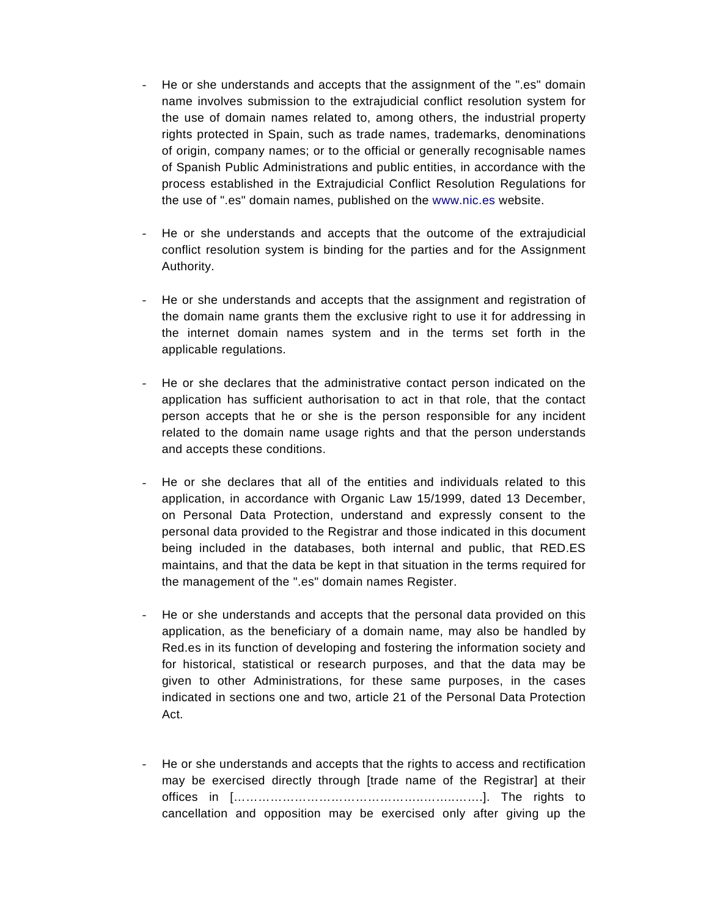- He or she understands and accepts that the assignment of the ".es" domain name involves submission to the extrajudicial conflict resolution system for the use of domain names related to, among others, the industrial property rights protected in Spain, such as trade names, trademarks, denominations of origin, company names; or to the official or generally recognisable names of Spanish Public Administrations and public entities, in accordance with the process established in the Extrajudicial Conflict Resolution Regulations for the use of ".es" domain names, published on the www.nic.es website.

- He or she understands and accepts that the outcome of the extrajudicial conflict resolution system is binding for the parties and for the Assignment Authority.

- He or she understands and accepts that the assignment and registration of the domain name grants them the exclusive right to use it for addressing in the internet domain names system and in the terms set forth in the applicable regulations.

- He or she declares that the administrative contact person indicated on the application has sufficient authorisation to act in that role, that the contact person accepts that he or she is the person responsible for any incident related to the domain name usage rights and that the person understands and accepts these conditions.

- He or she declares that all of the entities and individuals related to this application, in accordance with Organic Law 15/1999, dated 13 December, on Personal Data Protection, understand and expressly consent to the personal data provided to the Registrar and those indicated in this document being included in the databases, both internal and public, that RED.ES maintains, and that the data be kept in that situation in the terms required for the management of the ".es" domain names Register.

- He or she understands and accepts that the personal data provided on this application, as the beneficiary of a domain name, may also be handled by Red.es in its function of developing and fostering the information society and for historical, statistical or research purposes, and that the data may be given to other Administrations, for these same purposes, in the cases indicated in sections one and two, article 21 of the Personal Data Protection Act.

- He or she understands and accepts that the rights to access and rectification may be exercised directly through [trade name of the Registrar] at their offices in [………………………………………………….……….]. The rights to cancellation and opposition may be exercised only after giving up the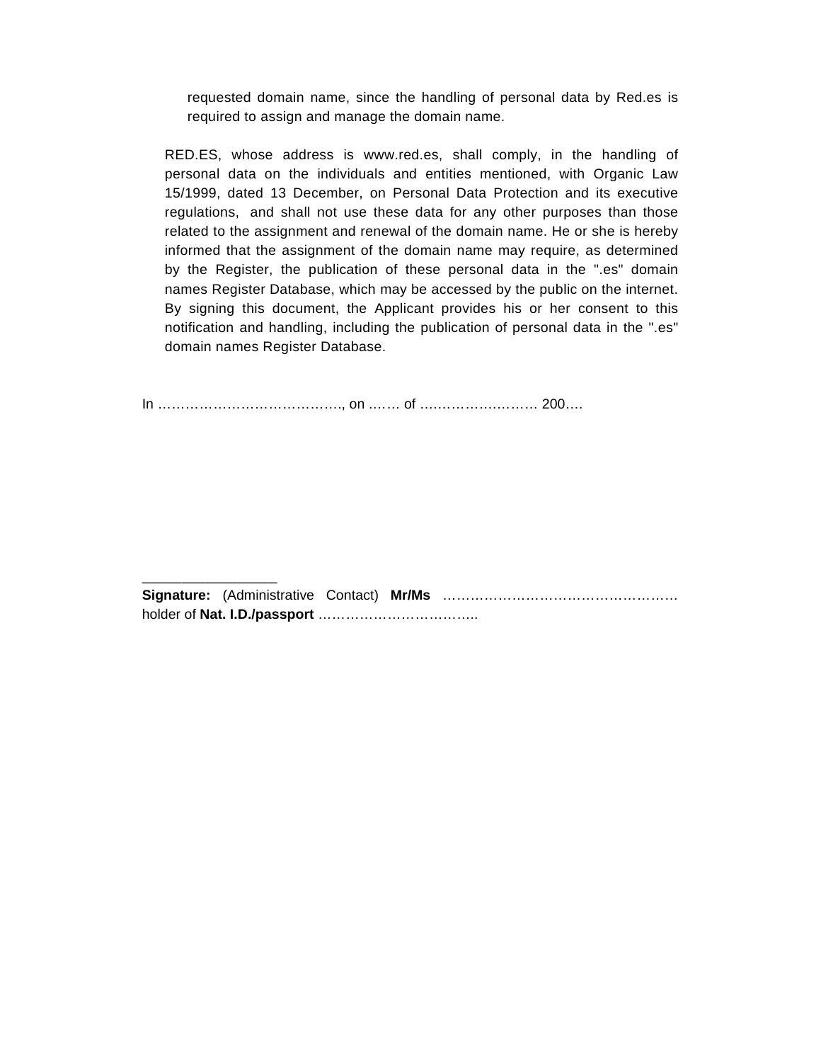requested domain name, since the handling of personal data by Red.es is required to assign and manage the domain name.

RED.ES, whose address is www.red.es, shall comply, in the handling of personal data on the individuals and entities mentioned, with Organic Law 15/1999, dated 13 December, on Personal Data Protection and its executive regulations, and shall not use these data for any other purposes than those related to the assignment and renewal of the domain name. He or she is hereby informed that the assignment of the domain name may require, as determined by the Register, the publication of these personal data in the ".es" domain names Register Database, which may be accessed by the public on the internet. By signing this document, the Applicant provides his or her consent to this notification and handling, including the publication of personal data in the ".es" domain names Register Database.

In ………………………………….., on ….… of ……………….……. 200….

________________

**Signature:** (Administrative Contact) **Mr/Ms** …………………………………………… holder of **Nat. I.D./passport** ……………………………..